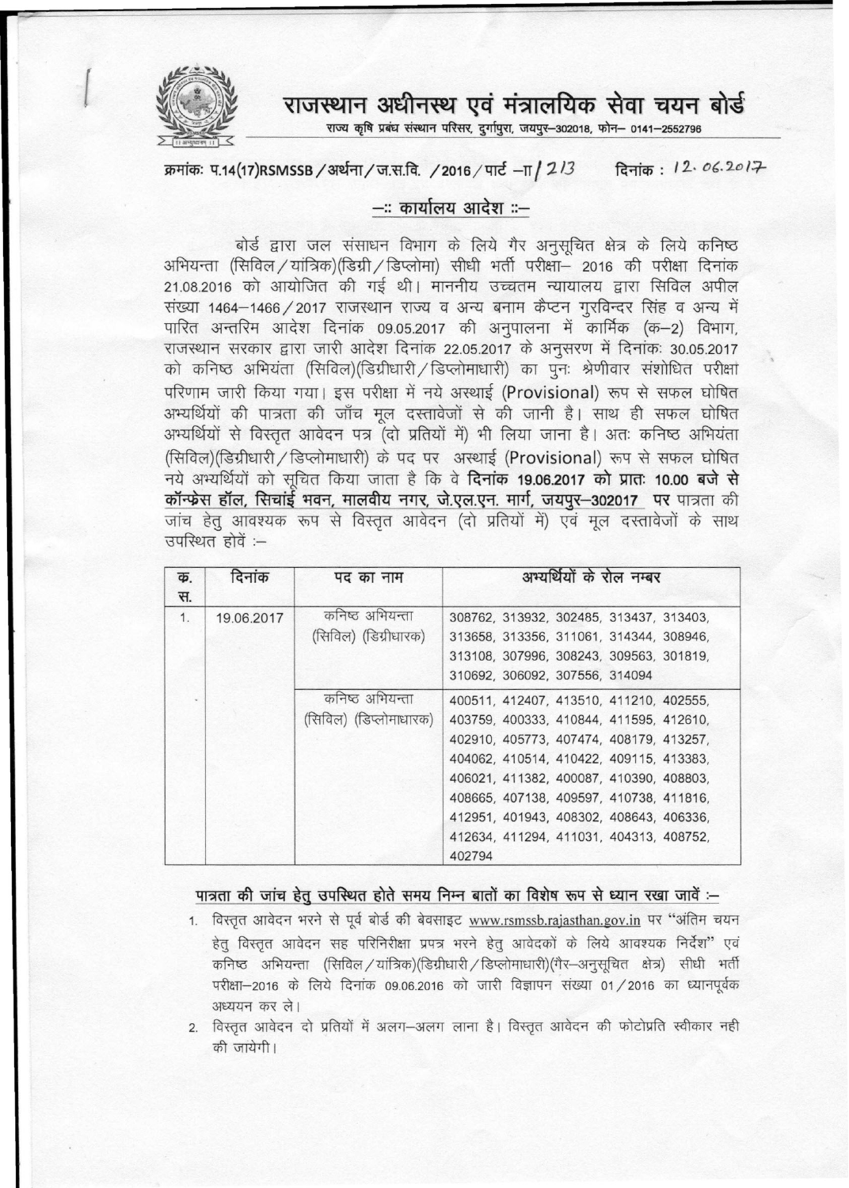# राजस्थान अधीनस्थ एवं मंत्रालयिक सेवा चयन बोर्ड

राज्य कृषि प्रबंध संस्थान परिसर, दुर्गापुरा, जयपुर–302018, फोन– 0141–2552796

क्रमांकः प.14(17)RSMSSB/अर्थना/ज.स.वि. /2016/पार्ट –II/ 213 दिनांक : 12.06.2017

## –:: कार्यालय आदेश ::–

बोर्ड द्वारा जल संसाधन विभाग के लिये गैर अनुसूचित क्षेत्र के लिये कनिष्ठ अभियन्ता (सिविल/यांत्रिक)(डिग्री/डिप्लोमा) सीधी भर्ती परीक्षा– 2016 की परीक्षा दिनांक 21.08.2016 को आयोजित की गई थी। माननीय उच्चतम न्यायालय द्वारा सिविल अपील संख्या 1464–1466/2017 राजस्थान राज्य व अन्य बनाम कैप्टन गुरविन्दर सिंह व अन्य में पारित अन्तरिम आदेश दिनांक 09.05.2017 की अनुपालना में कार्मिक (क–2) विभाग, राजस्थान सरकार द्वारा जारी आदेश दिनांक 22.05.2017 के अनुसरण में दिनांकः 30.05.2017 को कनिष्ठ अभियंता (सिविल)(डिग्रीधारी/डिप्लोमाधारी) का पुनः श्रेणीवार संशोधित परीक्षा परिणाम जारी किया गया। इस परीक्षा में नये अस्थाई (Provisional) रूप से सफल घोषित अभ्यर्थियों की पात्रता की जाँच मूल दस्तावेजों से की जानी है। साथ ही सफल घोषित अभ्यर्थियों से विस्तृत आवेदन पत्र (दो प्रतियों में) भी लिया जाना है। अतः कनिष्ठ अभियंता (सिविल)(डिग्रीधारी/डिप्लोमाधारी) के पद पर अस्थाई (Provisional) रूप से सफल घोषित नये अभ्यर्थियों को सूचित किया जाता है कि वे **दिनांक 19.06.2017 को प्रातः 10.00 बजे से कॉन्फ्रेस हॉल, सिचांई भवन, मालवीय नगर, जे.एल.एन. मार्ग, जयपुर–302017 पर** पात्रता की जांच हेतु आवश्यक रूप से विस्तृत आवेदन (दो प्रतियों में) एवं मूल दस्तावेजों के साथ उपस्थित होवें :–

| क्र. स. | दिनांक | पद का नाम | अभ्यर्थियों के रोल नम्बर |
|---|---|---|---|
| 1. | 19.06.2017 | कनिष्ठ अभियन्ता (सिविल) (डिग्रीधारक) | 308762, 313932, 302485, 313437, 313403, 313658, 313356, 311061, 314344, 308946, 313108, 307996, 308243, 309563, 301819, 310692, 306092, 307556, 314094 |
| | | कनिष्ठ अभियन्ता (सिविल) (डिप्लोमाधारक) | 400511, 412407, 413510, 411210, 402555, 403759, 400333, 410844, 411595, 412610, 402910, 405773, 407474, 408179, 413257, 404062, 410514, 410422, 409115, 413383, 406021, 411382, 400087, 410390, 408803, 408665, 407138, 409597, 410738, 411816, 412951, 401943, 408302, 408643, 406336, 412634, 411294, 411031, 404313, 408752, 402794 |

**पात्रता की जांच हेतु उपस्थित होते समय निम्न बातों का विशेष रूप से ध्यान रखा जावें :–**

1. विस्तृत आवेदन भरने से पूर्व बोर्ड की बेवसाइट www.rsmssb.rajasthan.gov.in पर "अंतिम चयन हेतु विस्तृत आवेदन सह परिनिरीक्षा प्रपत्र भरने हेतु आवेदकों के लिये आवश्यक निर्देश" एवं कनिष्ठ अभियन्ता (सिविल/यांत्रिक)(डिग्रीधारी/डिप्लोमाधारी)(गैर–अनुसूचित क्षेत्र) सीधी भर्ती परीक्षा–2016 के लिये दिनांक 09.06.2016 को जारी विज्ञापन संख्या 01/2016 का ध्यानपूर्वक अध्ययन कर ले।
2. विस्तृत आवेदन दो प्रतियों में अलग–अलग लाना है। विस्तृत आवेदन की फोटोप्रति स्वीकार नही की जायेगी।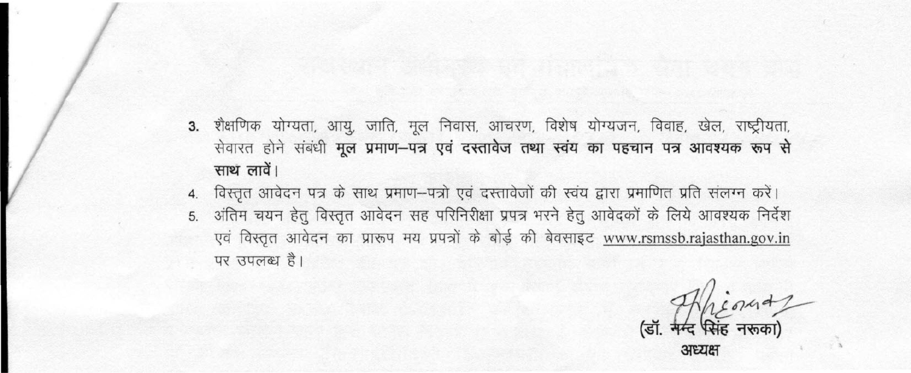3. शैक्षणिक योग्यता, आयु, जाति, मूल निवास, आचरण, विशेष योग्यजन, विवाह, खेल, राष्ट्रीयता, सेवारत होने संबंधी **मूल प्रमाण–पत्र एवं दस्तावेज तथा स्वंय का पहचान पत्र आवश्यक रूप से साथ लावें।**
4. विस्तृत आवेदन पत्र के साथ प्रमाण–पत्रो एवं दस्तावेजों की स्वंय द्वारा प्रमाणित प्रति संलग्न करें।
5. अंतिम चयन हेतु विस्तृत आवेदन सह परिनिरीक्षा प्रपत्र भरने हेतु आवेदकों के लिये आवश्यक निर्देश एवं विस्तृत आवेदन का प्रारूप मय प्रपत्रों के बोर्ड की बेवसाइट www.rsmssb.rajasthan.gov.in पर उपलब्ध है।

(डॉ. नन्द सिंह नरूका)
अध्यक्ष